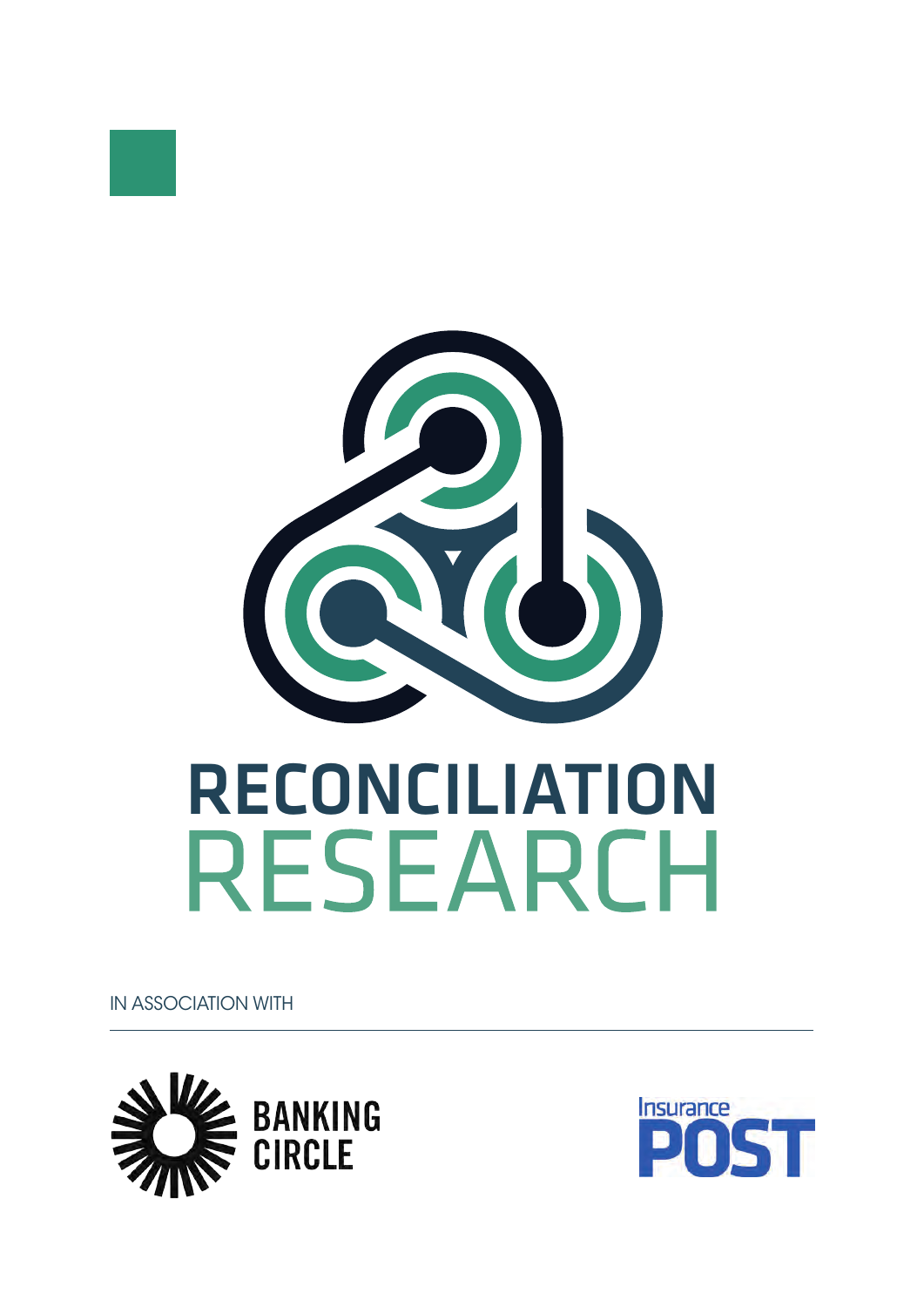# RECONCILIATION RESEARCH

IN ASSOCIATION WITH

BANKING CIRCLE

Insurance POST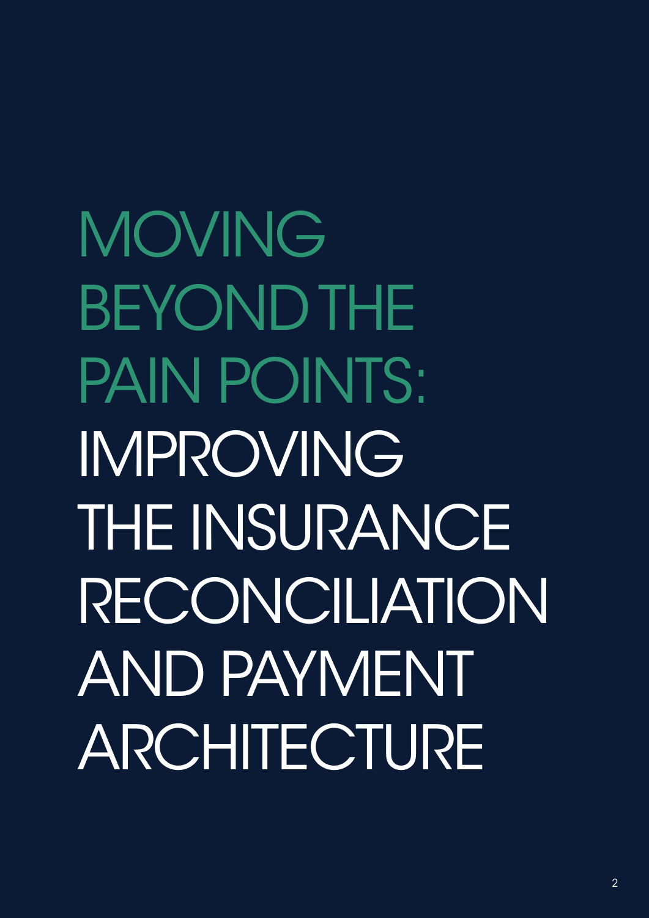# MOVING BEYOND THE PAIN POINTS: IMPROVING THE INSURANCE RECONCILIATION AND PAYMENT ARCHITECTURE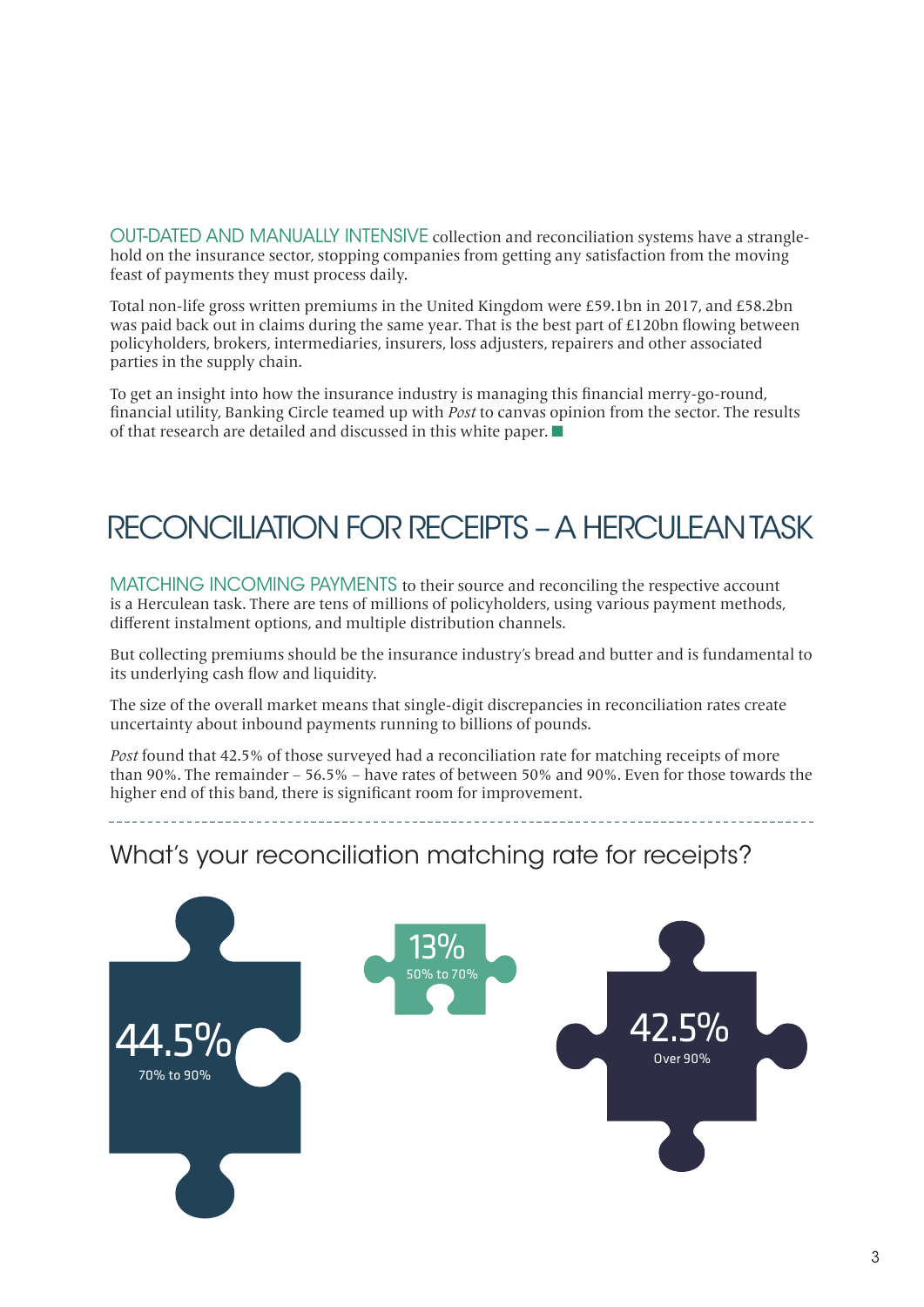OUT-DATED AND MANUALLY INTENSIVE collection and reconciliation systems have a stranglehold on the insurance sector, stopping companies from getting any satisfaction from the moving feast of payments they must process daily.

Total non-life gross written premiums in the United Kingdom were £59.1bn in 2017, and £58.2bn was paid back out in claims during the same year. That is the best part of £120bn flowing between policyholders, brokers, intermediaries, insurers, loss adjusters, repairers and other associated parties in the supply chain.

To get an insight into how the insurance industry is managing this financial merry-go-round, financial utility, Banking Circle teamed up with *Post* to canvas opinion from the sector. The results of that research are detailed and discussed in this white paper.

## RECONCILIATION FOR RECEIPTS – A HERCULEAN TASK

MATCHING INCOMING PAYMENTS to their source and reconciling the respective account is a Herculean task. There are tens of millions of policyholders, using various payment methods, different instalment options, and multiple distribution channels.

But collecting premiums should be the insurance industry's bread and butter and is fundamental to its underlying cash flow and liquidity.

The size of the overall market means that single-digit discrepancies in reconciliation rates create uncertainty about inbound payments running to billions of pounds.

*Post* found that 42.5% of those surveyed had a reconciliation rate for matching receipts of more than 90%. The remainder – 56.5% – have rates of between 50% and 90%. Even for those towards the higher end of this band, there is significant room for improvement.

### What's your reconciliation matching rate for receipts?

| Rate | Share |
| --- | --- |
| 50% to 70% | 13% |
| 70% to 90% | 44.5% |
| Over 90% | 42.5% |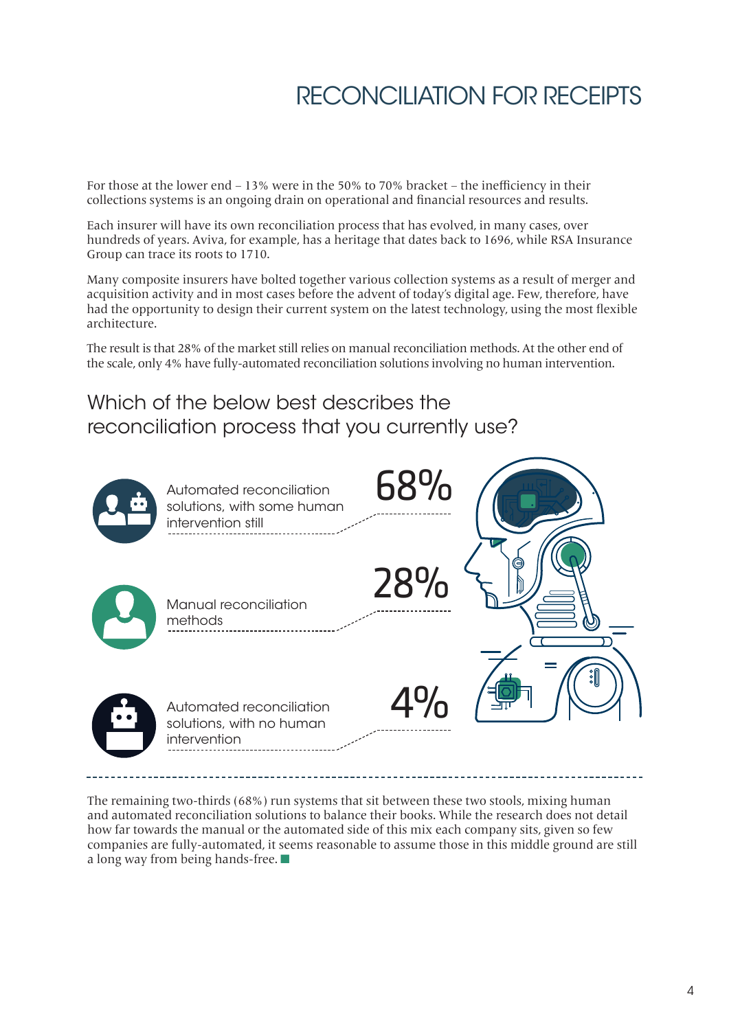# RECONCILIATION FOR RECEIPTS

For those at the lower end – 13% were in the 50% to 70% bracket – the inefficiency in their collections systems is an ongoing drain on operational and financial resources and results.

Each insurer will have its own reconciliation process that has evolved, in many cases, over hundreds of years. Aviva, for example, has a heritage that dates back to 1696, while RSA Insurance Group can trace its roots to 1710.

Many composite insurers have bolted together various collection systems as a result of merger and acquisition activity and in most cases before the advent of today's digital age. Few, therefore, have had the opportunity to design their current system on the latest technology, using the most flexible architecture.

The result is that 28% of the market still relies on manual reconciliation methods. At the other end of the scale, only 4% have fully-automated reconciliation solutions involving no human intervention.

## Which of the below best describes the reconciliation process that you currently use?

| Response | % |
| --- | --- |
| Automated reconciliation solutions, with some human intervention still | 68% |
| Manual reconciliation methods | 28% |
| Automated reconciliation solutions, with no human intervention | 4% |

The remaining two-thirds (68%) run systems that sit between these two stools, mixing human and automated reconciliation solutions to balance their books. While the research does not detail how far towards the manual or the automated side of this mix each company sits, given so few companies are fully-automated, it seems reasonable to assume those in this middle ground are still a long way from being hands-free.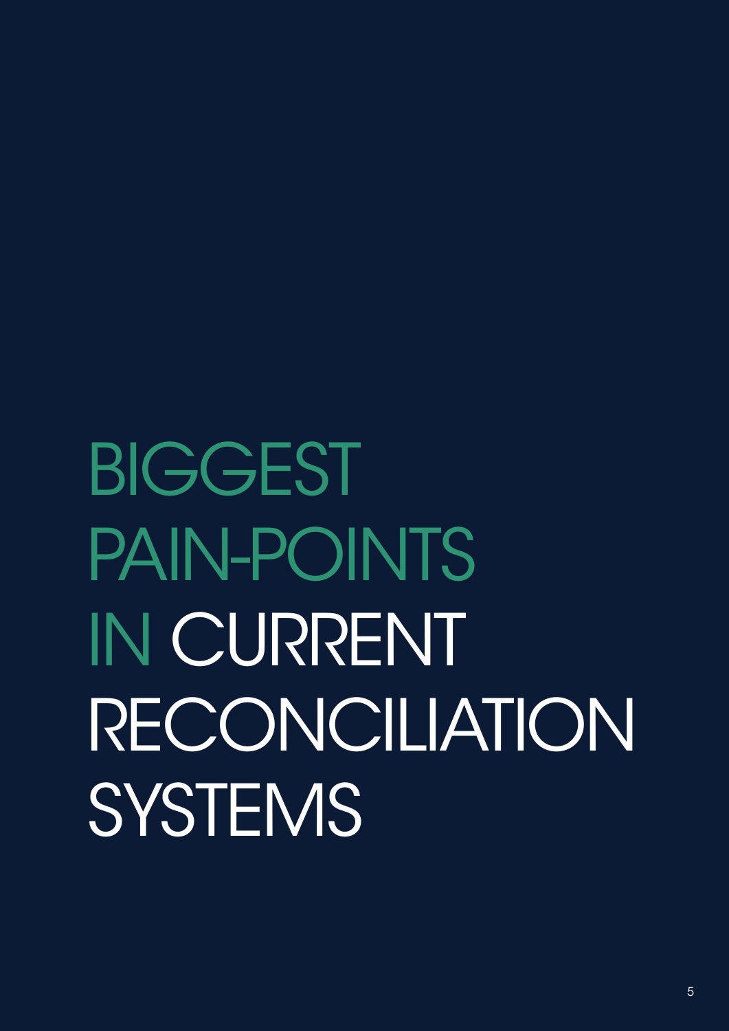# BIGGEST PAIN-POINTS IN CURRENT RECONCILIATION SYSTEMS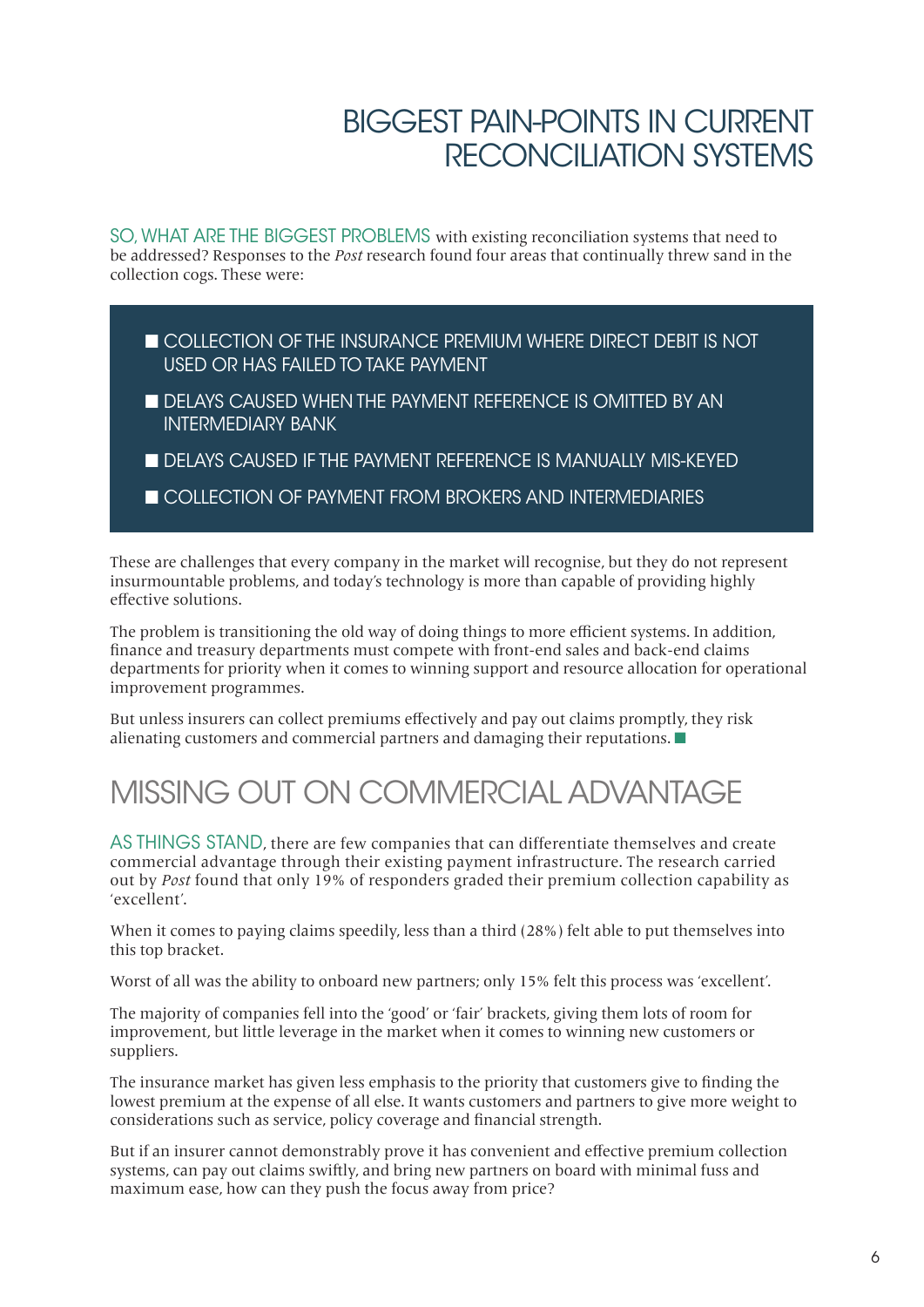# BIGGEST PAIN-POINTS IN CURRENT RECONCILIATION SYSTEMS

SO, WHAT ARE THE BIGGEST PROBLEMS with existing reconciliation systems that need to be addressed? Responses to the *Post* research found four areas that continually threw sand in the collection cogs. These were:

- COLLECTION OF THE INSURANCE PREMIUM WHERE DIRECT DEBIT IS NOT USED OR HAS FAILED TO TAKE PAYMENT
- DELAYS CAUSED WHEN THE PAYMENT REFERENCE IS OMITTED BY AN INTERMEDIARY BANK
- DELAYS CAUSED IF THE PAYMENT REFERENCE IS MANUALLY MIS-KEYED
- COLLECTION OF PAYMENT FROM BROKERS AND INTERMEDIARIES

These are challenges that every company in the market will recognise, but they do not represent insurmountable problems, and today's technology is more than capable of providing highly effective solutions.

The problem is transitioning the old way of doing things to more efficient systems. In addition, finance and treasury departments must compete with front-end sales and back-end claims departments for priority when it comes to winning support and resource allocation for operational improvement programmes.

But unless insurers can collect premiums effectively and pay out claims promptly, they risk alienating customers and commercial partners and damaging their reputations. ■

# MISSING OUT ON COMMERCIAL ADVANTAGE

AS THINGS STAND, there are few companies that can differentiate themselves and create commercial advantage through their existing payment infrastructure. The research carried out by *Post* found that only 19% of responders graded their premium collection capability as 'excellent'.

When it comes to paying claims speedily, less than a third (28%) felt able to put themselves into this top bracket.

Worst of all was the ability to onboard new partners; only 15% felt this process was 'excellent'.

The majority of companies fell into the 'good' or 'fair' brackets, giving them lots of room for improvement, but little leverage in the market when it comes to winning new customers or suppliers.

The insurance market has given less emphasis to the priority that customers give to finding the lowest premium at the expense of all else. It wants customers and partners to give more weight to considerations such as service, policy coverage and financial strength.

But if an insurer cannot demonstrably prove it has convenient and effective premium collection systems, can pay out claims swiftly, and bring new partners on board with minimal fuss and maximum ease, how can they push the focus away from price?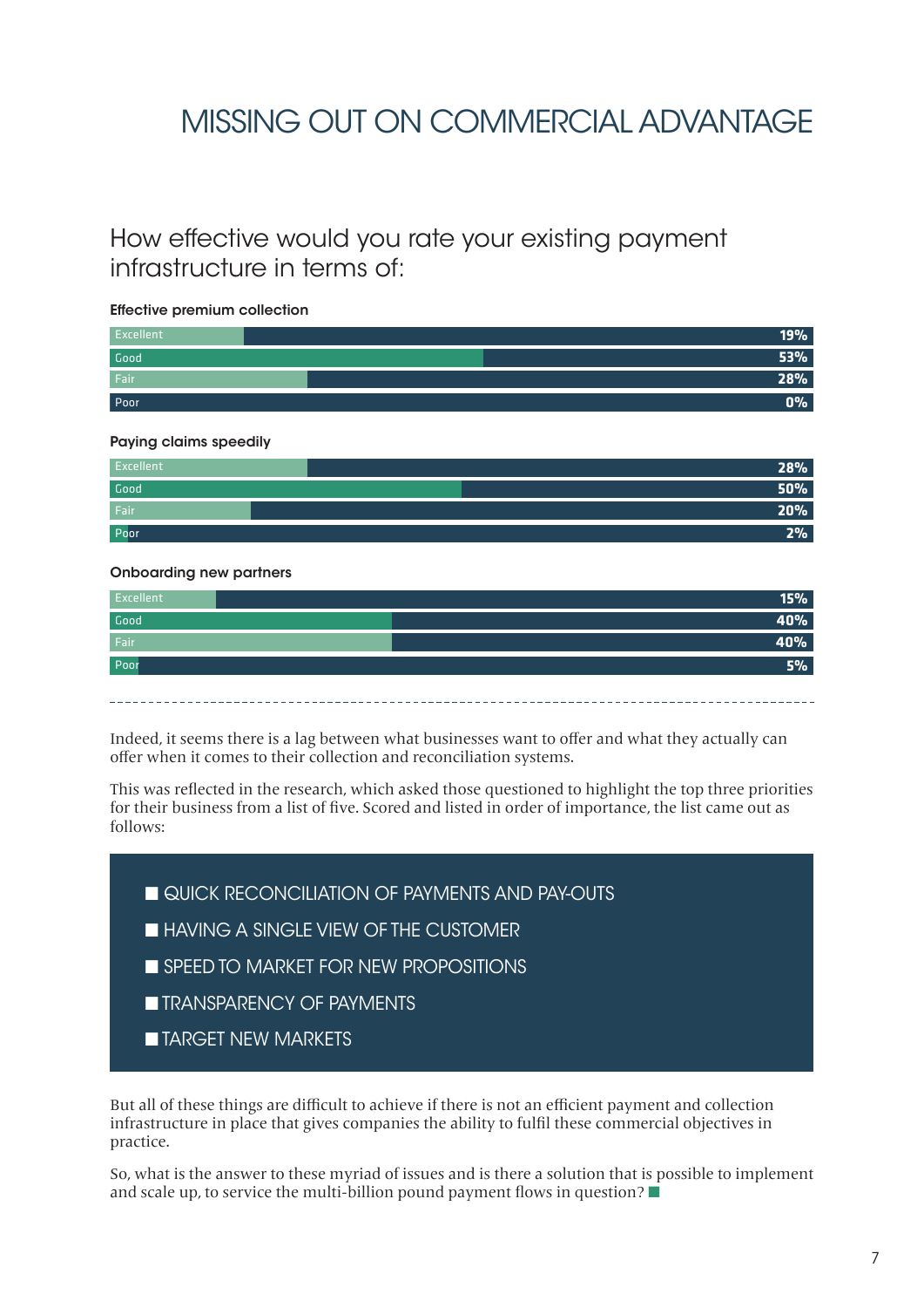# MISSING OUT ON COMMERCIAL ADVANTAGE

## How effective would you rate your existing payment infrastructure in terms of:

**Effective premium collection**

| Rating | % |
|---|---|
| Excellent | 19% |
| Good | 53% |
| Fair | 28% |
| Poor | 0% |

**Paying claims speedily**

| Rating | % |
|---|---|
| Excellent | 28% |
| Good | 50% |
| Fair | 20% |
| Poor | 2% |

**Onboarding new partners**

| Rating | % |
|---|---|
| Excellent | 15% |
| Good | 40% |
| Fair | 40% |
| Poor | 5% |

Indeed, it seems there is a lag between what businesses want to offer and what they actually can offer when it comes to their collection and reconciliation systems.

This was reflected in the research, which asked those questioned to highlight the top three priorities for their business from a list of five. Scored and listed in order of importance, the list came out as follows:

- QUICK RECONCILIATION OF PAYMENTS AND PAY-OUTS
- HAVING A SINGLE VIEW OF THE CUSTOMER
- SPEED TO MARKET FOR NEW PROPOSITIONS
- TRANSPARENCY OF PAYMENTS
- TARGET NEW MARKETS

But all of these things are difficult to achieve if there is not an efficient payment and collection infrastructure in place that gives companies the ability to fulfil these commercial objectives in practice.

So, what is the answer to these myriad of issues and is there a solution that is possible to implement and scale up, to service the multi-billion pound payment flows in question?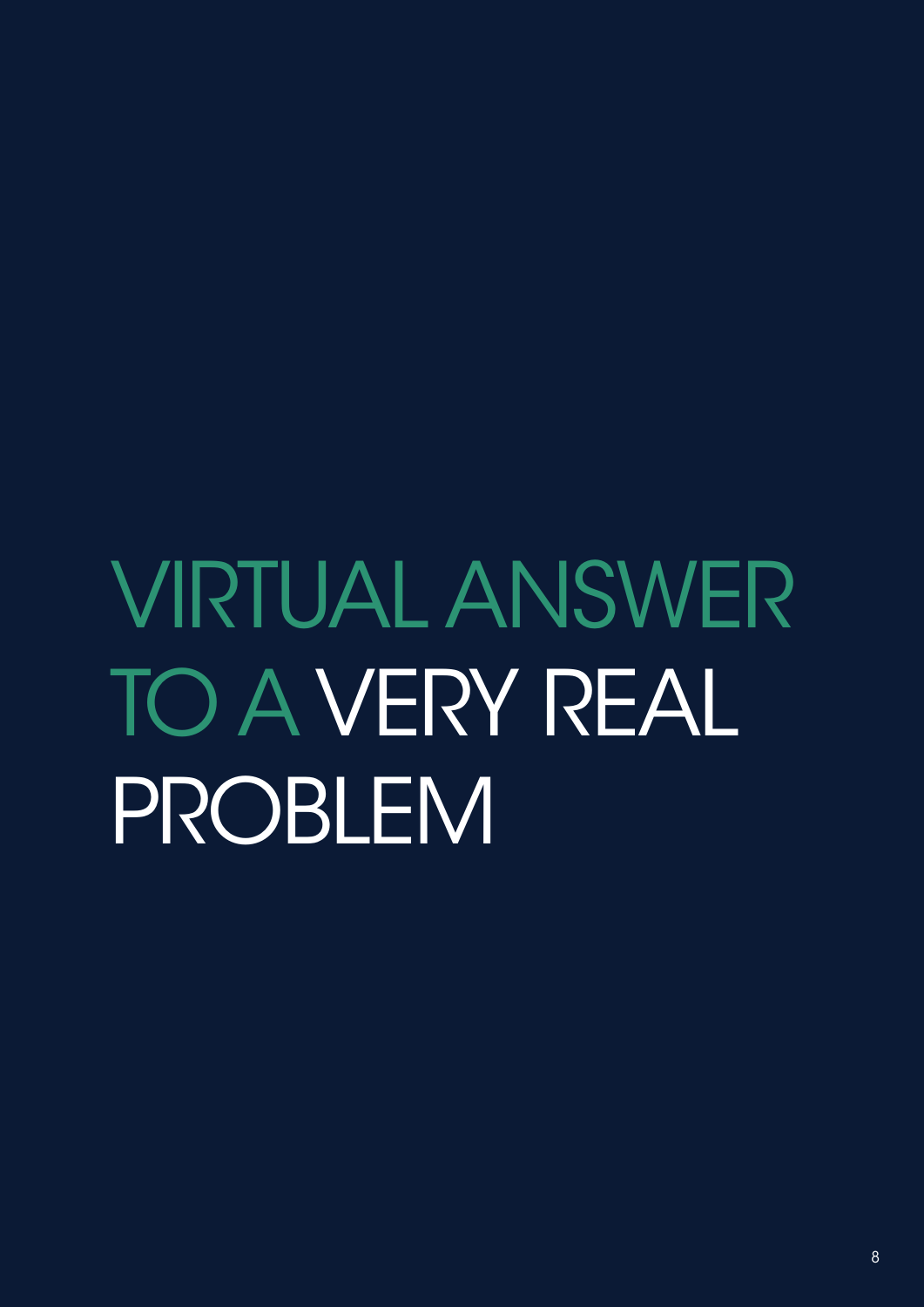# VIRTUAL ANSWER TO A VERY REAL PROBLEM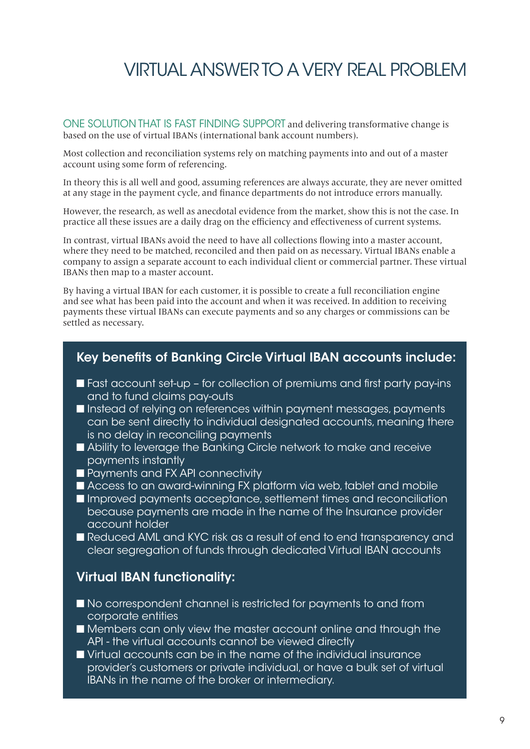# VIRTUAL ANSWER TO A VERY REAL PROBLEM

ONE SOLUTION THAT IS FAST FINDING SUPPORT and delivering transformative change is based on the use of virtual IBANs (international bank account numbers).

Most collection and reconciliation systems rely on matching payments into and out of a master account using some form of referencing.

In theory this is all well and good, assuming references are always accurate, they are never omitted at any stage in the payment cycle, and finance departments do not introduce errors manually.

However, the research, as well as anecdotal evidence from the market, show this is not the case. In practice all these issues are a daily drag on the efficiency and effectiveness of current systems.

In contrast, virtual IBANs avoid the need to have all collections flowing into a master account, where they need to be matched, reconciled and then paid on as necessary. Virtual IBANs enable a company to assign a separate account to each individual client or commercial partner. These virtual IBANs then map to a master account.

By having a virtual IBAN for each customer, it is possible to create a full reconciliation engine and see what has been paid into the account and when it was received. In addition to receiving payments these virtual IBANs can execute payments and so any charges or commissions can be settled as necessary.

## Key benefits of Banking Circle Virtual IBAN accounts include:

- Fast account set-up – for collection of premiums and first party pay-ins and to fund claims pay-outs
- Instead of relying on references within payment messages, payments can be sent directly to individual designated accounts, meaning there is no delay in reconciling payments
- Ability to leverage the Banking Circle network to make and receive payments instantly
- Payments and FX API connectivity
- Access to an award-winning FX platform via web, tablet and mobile
- Improved payments acceptance, settlement times and reconciliation because payments are made in the name of the Insurance provider account holder
- Reduced AML and KYC risk as a result of end to end transparency and clear segregation of funds through dedicated Virtual IBAN accounts

## Virtual IBAN functionality:

- No correspondent channel is restricted for payments to and from corporate entities
- Members can only view the master account online and through the API - the virtual accounts cannot be viewed directly
- Virtual accounts can be in the name of the individual insurance provider's customers or private individual, or have a bulk set of virtual IBANs in the name of the broker or intermediary.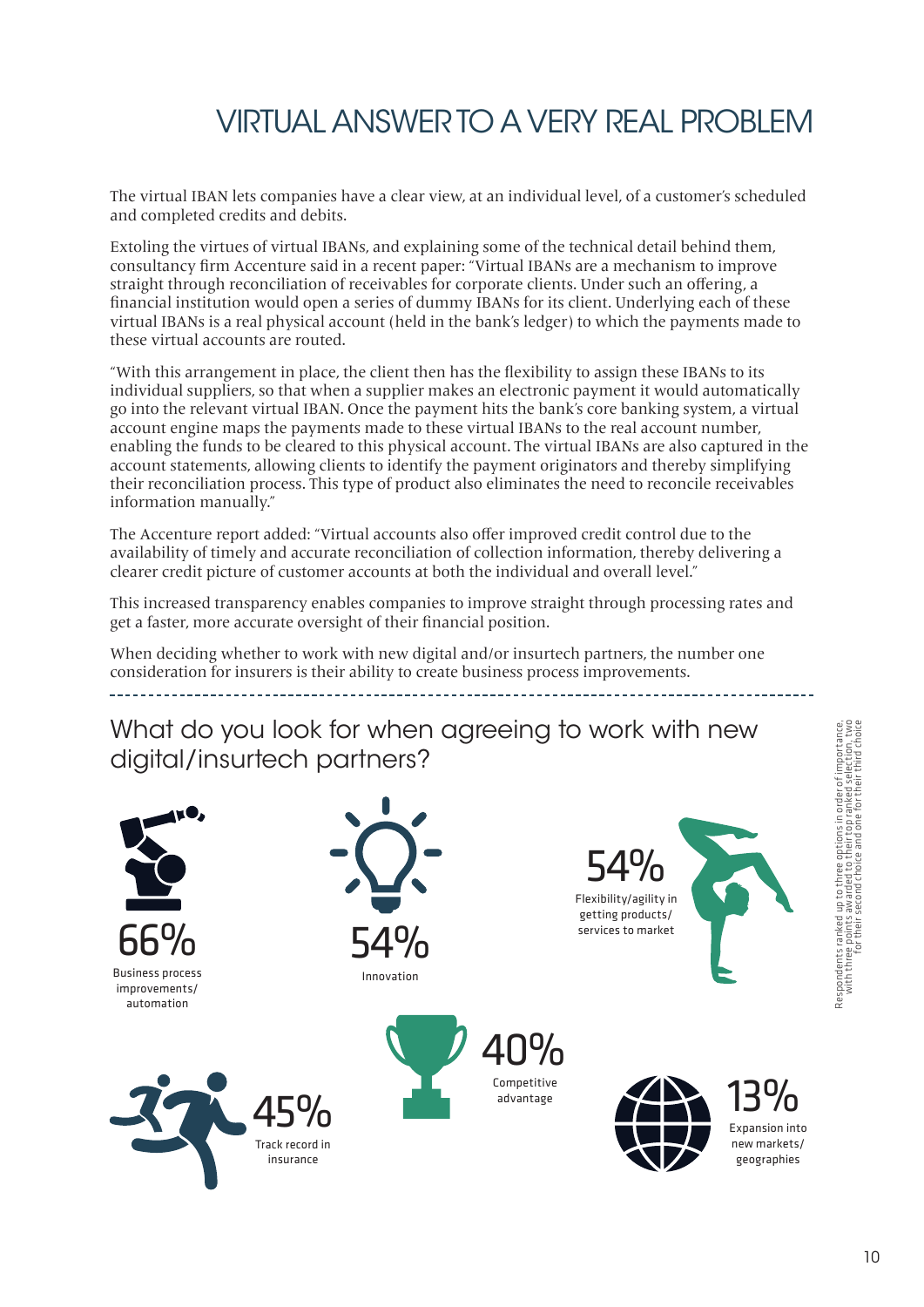# VIRTUAL ANSWER TO A VERY REAL PROBLEM

The virtual IBAN lets companies have a clear view, at an individual level, of a customer's scheduled and completed credits and debits.

Extoling the virtues of virtual IBANs, and explaining some of the technical detail behind them, consultancy firm Accenture said in a recent paper: "Virtual IBANs are a mechanism to improve straight through reconciliation of receivables for corporate clients. Under such an offering, a financial institution would open a series of dummy IBANs for its client. Underlying each of these virtual IBANs is a real physical account (held in the bank's ledger) to which the payments made to these virtual accounts are routed.

"With this arrangement in place, the client then has the flexibility to assign these IBANs to its individual suppliers, so that when a supplier makes an electronic payment it would automatically go into the relevant virtual IBAN. Once the payment hits the bank's core banking system, a virtual account engine maps the payments made to these virtual IBANs to the real account number, enabling the funds to be cleared to this physical account. The virtual IBANs are also captured in the account statements, allowing clients to identify the payment originators and thereby simplifying their reconciliation process. This type of product also eliminates the need to reconcile receivables information manually."

The Accenture report added: "Virtual accounts also offer improved credit control due to the availability of timely and accurate reconciliation of collection information, thereby delivering a clearer credit picture of customer accounts at both the individual and overall level."

This increased transparency enables companies to improve straight through processing rates and get a faster, more accurate oversight of their financial position.

When deciding whether to work with new digital and/or insurtech partners, the number one consideration for insurers is their ability to create business process improvements.

## What do you look for when agreeing to work with new digital/insurtech partners?

66% Business process improvements/ automation

54% Innovation

54% Flexibility/agility in getting products/ services to market

45% Track record in insurance

40% Competitive advantage

13% Expansion into new markets/ geographies

Respondents ranked up to three options in order of importance, with three points awarded to their top ranked selection, two for their second choice and one for their third choice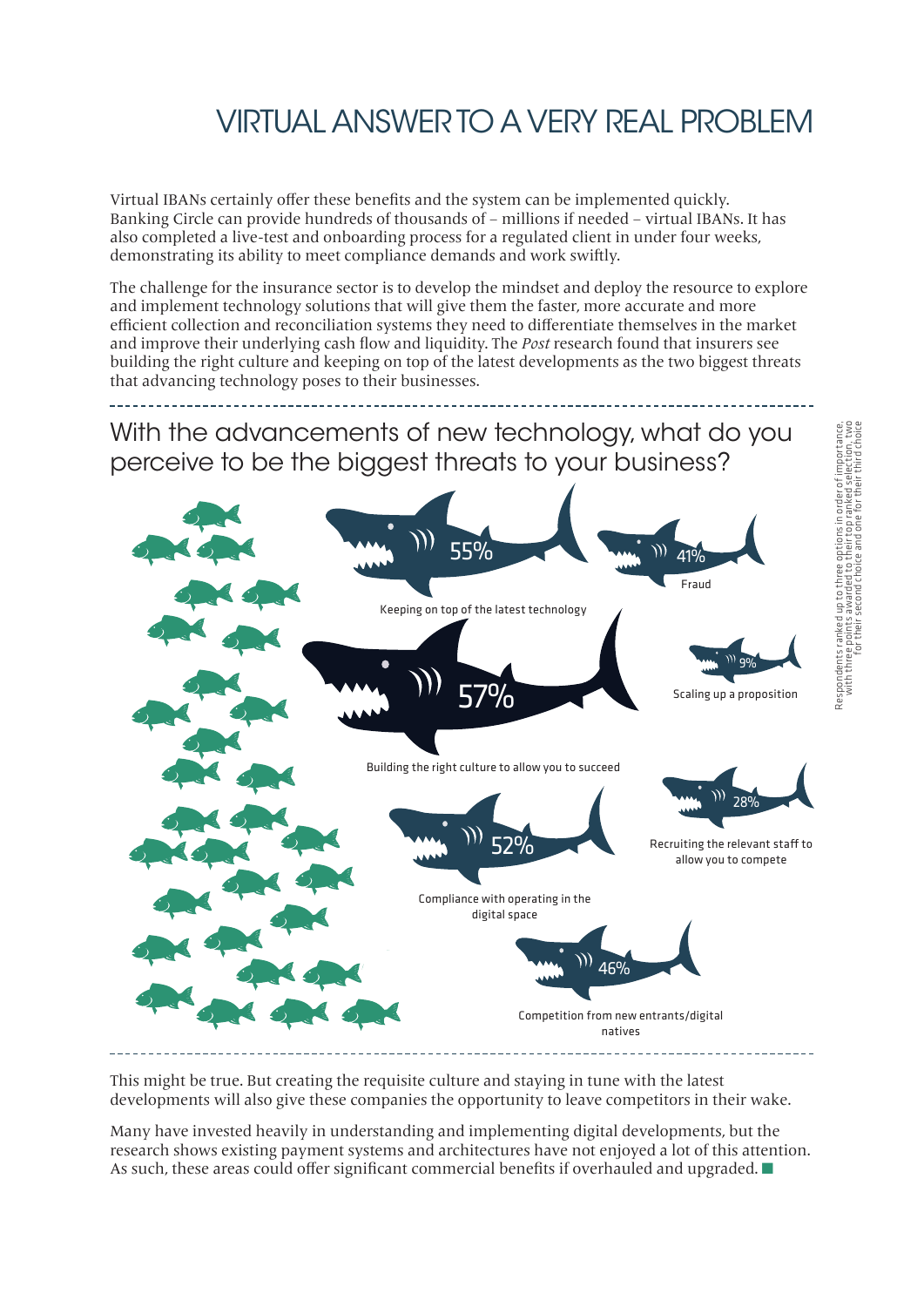# VIRTUAL ANSWER TO A VERY REAL PROBLEM

Virtual IBANs certainly offer these benefits and the system can be implemented quickly. Banking Circle can provide hundreds of thousands of – millions if needed – virtual IBANs. It has also completed a live-test and onboarding process for a regulated client in under four weeks, demonstrating its ability to meet compliance demands and work swiftly.

The challenge for the insurance sector is to develop the mindset and deploy the resource to explore and implement technology solutions that will give them the faster, more accurate and more efficient collection and reconciliation systems they need to differentiate themselves in the market and improve their underlying cash flow and liquidity. The *Post* research found that insurers see building the right culture and keeping on top of the latest developments as the two biggest threats that advancing technology poses to their businesses.

## With the advancements of new technology, what do you perceive to be the biggest threats to your business?

55% Keeping on top of the latest technology

41% Fraud

57% Building the right culture to allow you to succeed

9% Scaling up a proposition

52% Compliance with operating in the digital space

28% Recruiting the relevant staff to allow you to compete

46% Competition from new entrants/digital natives

Respondents ranked up to three options in order of importance, with three points awarded to their top ranked selection, two for their second choice and one for their third choice

This might be true. But creating the requisite culture and staying in tune with the latest developments will also give these companies the opportunity to leave competitors in their wake.

Many have invested heavily in understanding and implementing digital developments, but the research shows existing payment systems and architectures have not enjoyed a lot of this attention. As such, these areas could offer significant commercial benefits if overhauled and upgraded. ■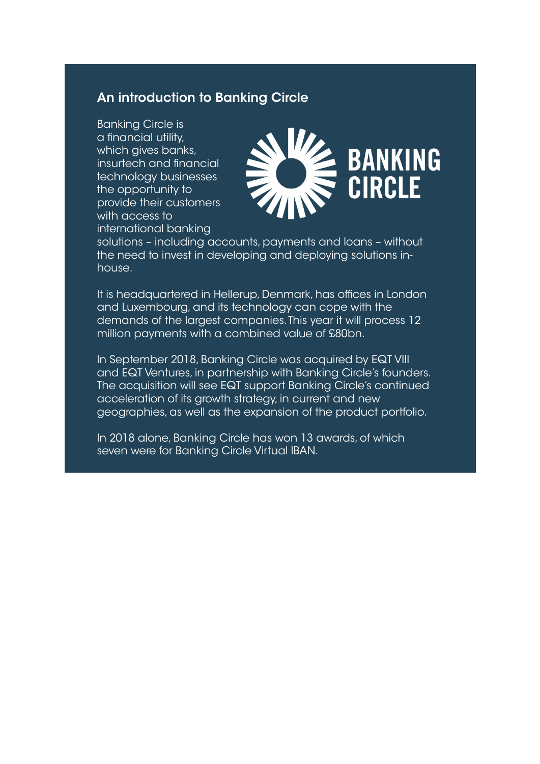## An introduction to Banking Circle

Banking Circle is a financial utility, which gives banks, insurtech and financial technology businesses the opportunity to provide their customers with access to international banking solutions – including accounts, payments and loans – without the need to invest in developing and deploying solutions in-house.

It is headquartered in Hellerup, Denmark, has offices in London and Luxembourg, and its technology can cope with the demands of the largest companies. This year it will process 12 million payments with a combined value of £80bn.

In September 2018, Banking Circle was acquired by EQT VIII and EQT Ventures, in partnership with Banking Circle's founders. The acquisition will see EQT support Banking Circle's continued acceleration of its growth strategy, in current and new geographies, as well as the expansion of the product portfolio.

In 2018 alone, Banking Circle has won 13 awards, of which seven were for Banking Circle Virtual IBAN.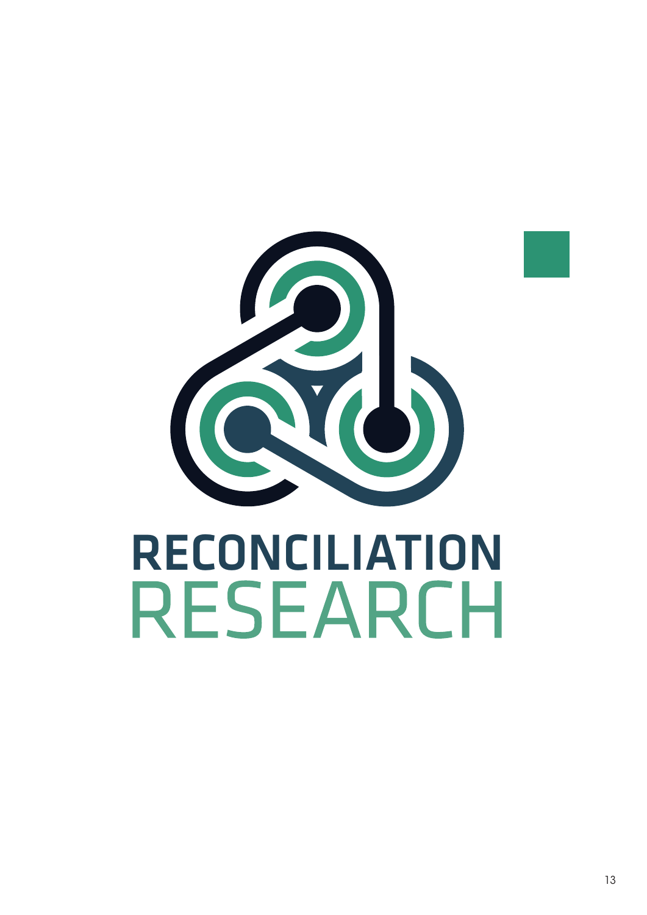RECONCILIATION
RESEARCH